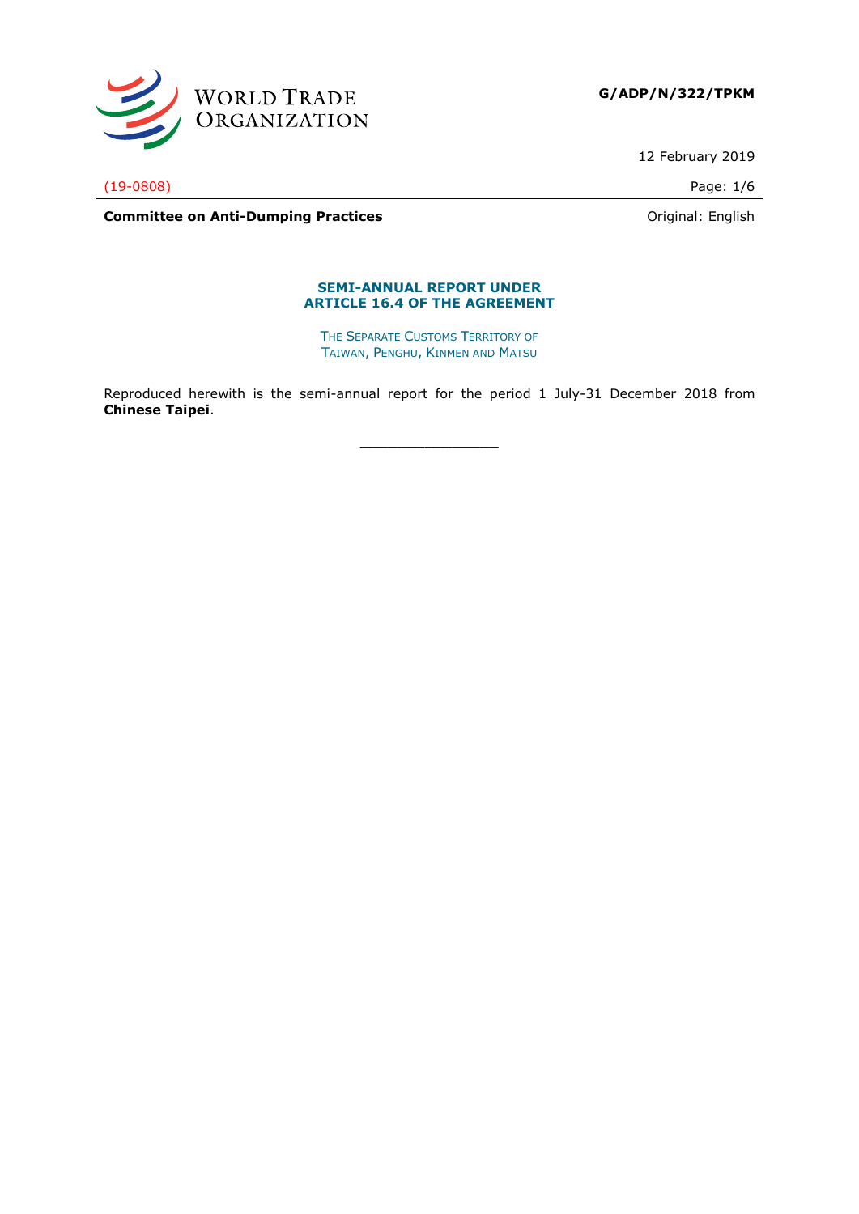WORLD TRADE ORGANIZATION

**G/ADP/N/322/TPKM**

12 February 2019

(19-0808)

**Committee on Anti-Dumping Practices**

Original: English

## SEMI-ANNUAL REPORT UNDER ARTICLE 16.4 OF THE AGREEMENT

THE SEPARATE CUSTOMS TERRITORY OF TAIWAN, PENGHU, KINMEN AND MATSU

Reproduced herewith is the semi-annual report for the period 1 July-31 December 2018 from **Chinese Taipei**.

\_\_\_\_\_\_\_\_\_\_\_\_\_\_\_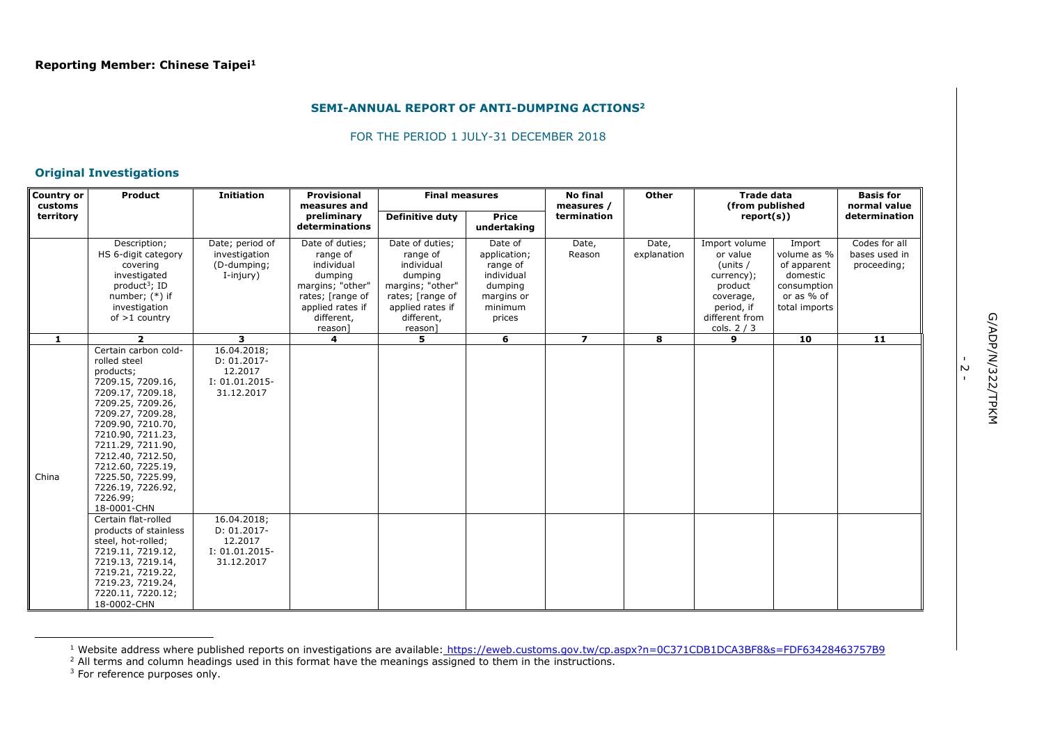**Reporting Member: Chinese Taipei[1]**

## SEMI-ANNUAL REPORT OF ANTI-DUMPING ACTIONS[2]

FOR THE PERIOD 1 JULY-31 DECEMBER 2018

### Original Investigations

| Country or customs territory | Product | Initiation | Provisional measures and preliminary determinations | Final measures | | No final measures / termination | Other | Trade data (from published report(s)) | | Basis for normal value determination |
|---|---|---|---|---|---|---|---|---|---|---|
| | | | | Definitive duty | Price undertaking | | | | | |
| | Description; HS 6-digit category covering investigated product[3]; ID number; (*) if investigation of >1 country | Date; period of investigation (D-dumping; I-injury) | Date of duties; range of individual dumping margins; "other" rates; [range of applied rates if different, reason] | Date of duties; range of individual dumping margins; "other" rates; [range of applied rates if different, reason] | Date of application; range of individual dumping margins or minimum prices | Date, Reason | Date, explanation | Import volume or value (units / currency); product coverage, period, if different from cols. 2 / 3 | Import volume as % of apparent domestic consumption or as % of total imports | Codes for all bases used in proceeding; |
| 1 | 2 | 3 | 4 | 5 | 6 | 7 | 8 | 9 | 10 | 11 |
| China | Certain carbon cold-rolled steel products; 7209.15, 7209.16, 7209.17, 7209.18, 7209.25, 7209.26, 7209.27, 7209.28, 7209.90, 7210.70, 7210.90, 7211.23, 7211.29, 7211.90, 7212.40, 7212.50, 7212.60, 7225.19, 7225.50, 7225.99, 7226.19, 7226.92, 7226.99; 18-0001-CHN | 16.04.2018; D: 01.2017-12.2017 I: 01.01.2015-31.12.2017 | | | | | | | | |
| | Certain flat-rolled products of stainless steel, hot-rolled; 7219.11, 7219.12, 7219.13, 7219.14, 7219.21, 7219.22, 7219.23, 7219.24, 7220.11, 7220.12; 18-0002-CHN | 16.04.2018; D: 01.2017-12.2017 I: 01.01.2015-31.12.2017 | | | | | | | | |

[1] Website address where published reports on investigations are available: https://eweb.customs.gov.tw/cp.aspx?n=0C371CDB1DCA3BF8&s=FDF63428463757B9

[2] All terms and column headings used in this format have the meanings assigned to them in the instructions.

[3] For reference purposes only.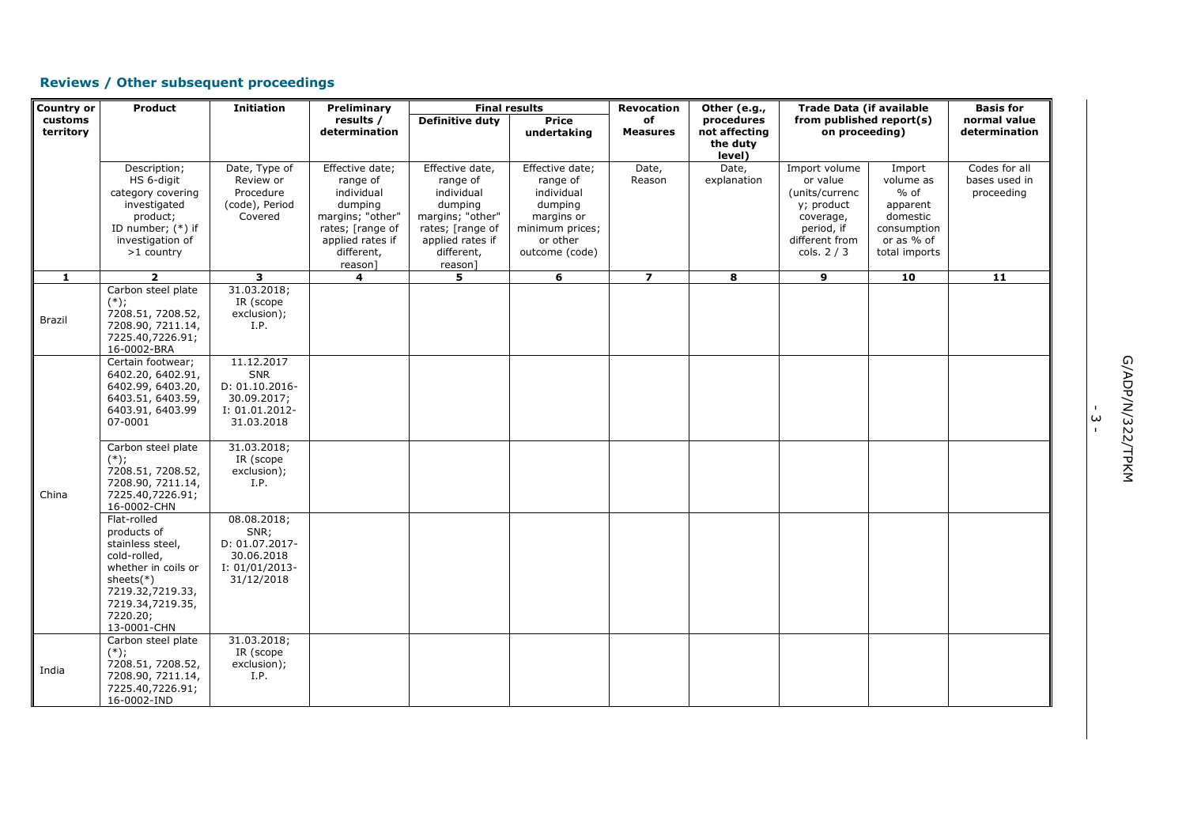## Reviews / Other subsequent proceedings

| Country or customs territory | Product | Initiation | Preliminary results / determination | Final results | | Revocation of Measures | Other (e.g., procedures not affecting the duty level) | Trade Data (if available from published report(s) on proceeding) | | Basis for normal value determination |
|---|---|---|---|---|---|---|---|---|---|---|
| | | | | Definitive duty | Price undertaking | | | | | |
| | Description; HS 6-digit category covering investigated product; ID number; (*) if investigation of >1 country | Date, Type of Review or Procedure (code), Period Covered | Effective date; range of individual dumping margins; "other" rates; [range of applied rates if different, reason] | Effective date, range of individual dumping margins; "other" rates; [range of applied rates if different, reason] | Effective date; range of individual dumping margins or minimum prices; or other outcome (code) | Date, Reason | Date, explanation | Import volume or value (units/currency; product coverage, period, if different from cols. 2 / 3 | Import volume as % of apparent domestic consumption or as % of total imports | Codes for all bases used in proceeding |
| 1 | 2 | 3 | 4 | 5 | 6 | 7 | 8 | 9 | 10 | 11 |
| Brazil | Carbon steel plate (*); 7208.51, 7208.52, 7208.90, 7211.14, 7225.40,7226.91; 16-0002-BRA | 31.03.2018; IR (scope exclusion); I.P. | | | | | | | | |
| China | Certain footwear; 6402.20, 6402.91, 6402.99, 6403.20, 6403.51, 6403.59, 6403.91, 6403.99 07-0001 | 11.12.2017 SNR D: 01.10.2016-30.09.2017; I: 01.01.2012-31.03.2018 | | | | | | | | |
| | Carbon steel plate (*); 7208.51, 7208.52, 7208.90, 7211.14, 7225.40,7226.91; 16-0002-CHN | 31.03.2018; IR (scope exclusion); I.P. | | | | | | | | |
| | Flat-rolled products of stainless steel, cold-rolled, whether in coils or sheets(*) 7219.32,7219.33, 7219.34,7219.35, 7220.20; 13-0001-CHN | 08.08.2018; SNR; D: 01.07.2017-30.06.2018 I: 01/01/2013-31/12/2018 | | | | | | | | |
| India | Carbon steel plate (*); 7208.51, 7208.52, 7208.90, 7211.14, 7225.40,7226.91; 16-0002-IND | 31.03.2018; IR (scope exclusion); I.P. | | | | | | | | |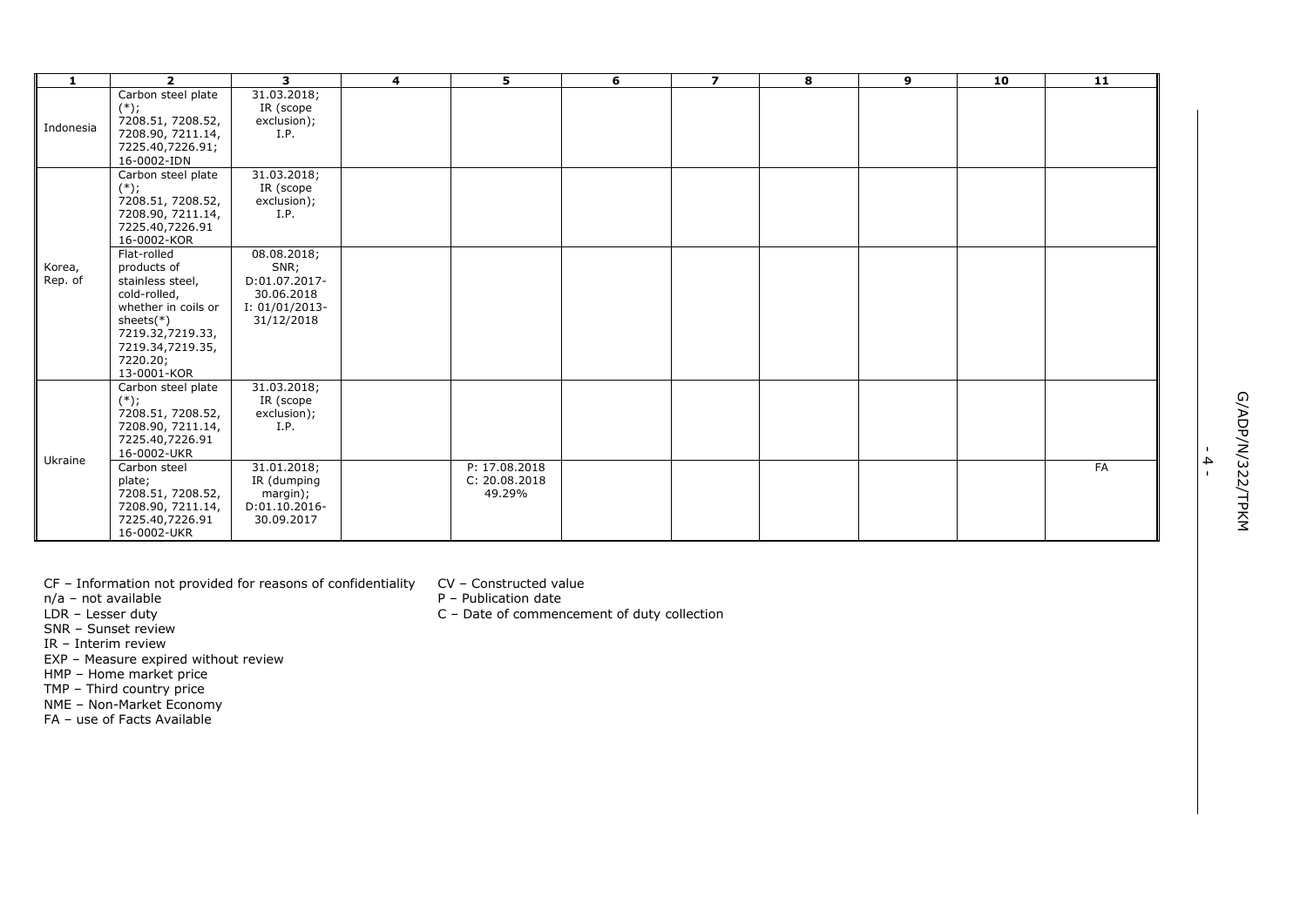| 1 | 2 | 3 | 4 | 5 | 6 | 7 | 8 | 9 | 10 | 11 |
|---|---|---|---|---|---|---|---|---|---|---|
| Indonesia | Carbon steel plate (*); 7208.51, 7208.52, 7208.90, 7211.14, 7225.40,7226.91; 16-0002-IDN | 31.03.2018; IR (scope exclusion); I.P. | | | | | | | | |
| Korea, Rep. of | Carbon steel plate (*); 7208.51, 7208.52, 7208.90, 7211.14, 7225.40,7226.91 16-0002-KOR | 31.03.2018; IR (scope exclusion); I.P. | | | | | | | | |
| | Flat-rolled products of stainless steel, cold-rolled, whether in coils or sheets(*) 7219.32,7219.33, 7219.34,7219.35, 7220.20; 13-0001-KOR | 08.08.2018; SNR; D:01.07.2017-30.06.2018 I: 01/01/2013-31/12/2018 | | | | | | | | |
| Ukraine | Carbon steel plate (*); 7208.51, 7208.52, 7208.90, 7211.14, 7225.40,7226.91 16-0002-UKR | 31.03.2018; IR (scope exclusion); I.P. | | | | | | | | |
| | Carbon steel plate; 7208.51, 7208.52, 7208.90, 7211.14, 7225.40,7226.91 16-0002-UKR | 31.01.2018; IR (dumping margin); D:01.10.2016-30.09.2017 | | P: 17.08.2018 C: 20.08.2018 49.29% | | | | | | FA |

CF – Information not provided for reasons of confidentiality
n/a – not available
LDR – Lesser duty
SNR – Sunset review
IR – Interim review
EXP – Measure expired without review
HMP – Home market price
TMP – Third country price
NME – Non-Market Economy
FA – use of Facts Available

CV – Constructed value
P – Publication date
C – Date of commencement of duty collection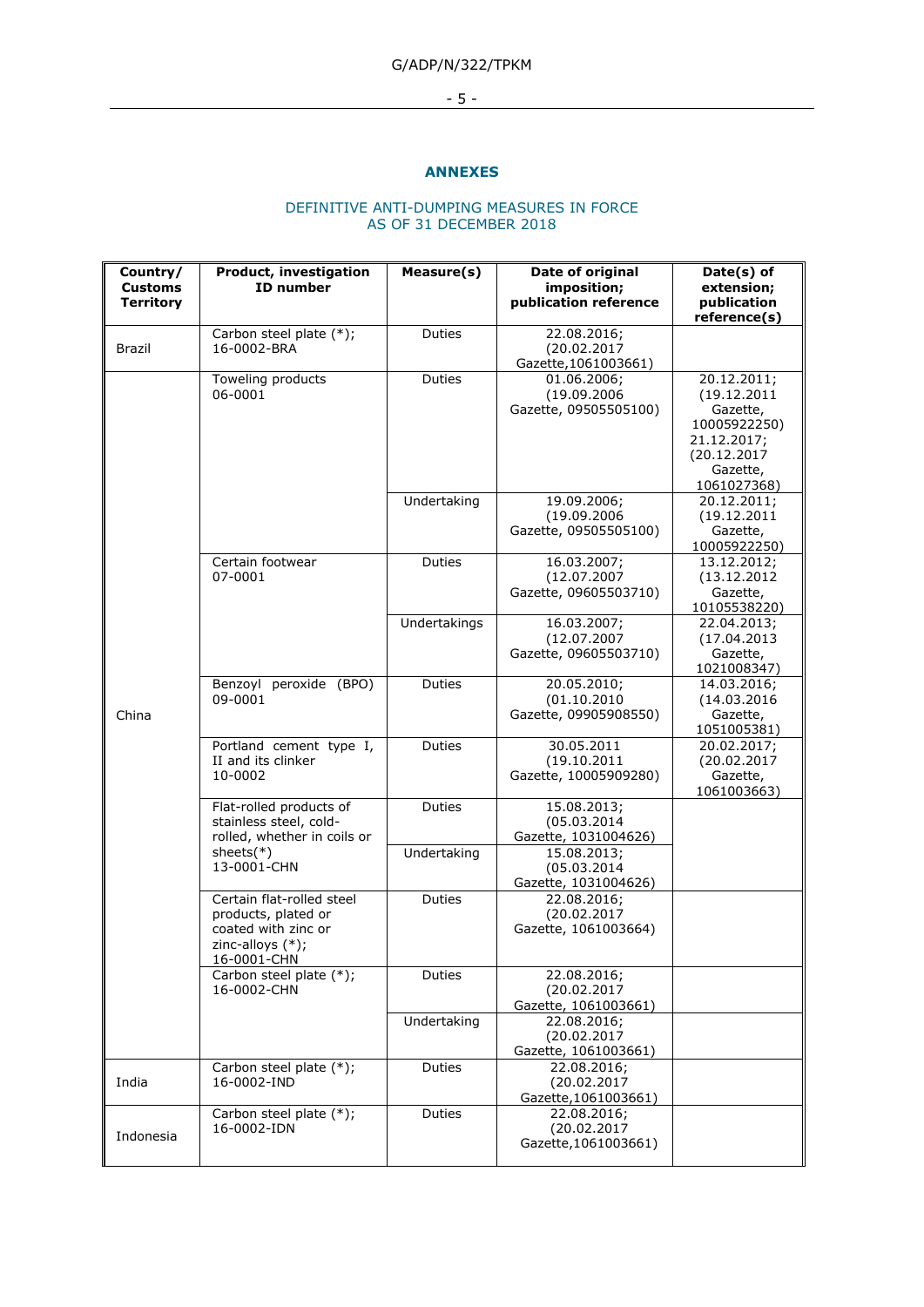## ANNEXES

DEFINITIVE ANTI-DUMPING MEASURES IN FORCE AS OF 31 DECEMBER 2018

| Country/ Customs Territory | Product, investigation ID number | Measure(s) | Date of original imposition; publication reference | Date(s) of extension; publication reference(s) |
|---|---|---|---|---|
| Brazil | Carbon steel plate (*); 16-0002-BRA | Duties | 22.08.2016; (20.02.2017 Gazette,1061003661) | |
| China | Toweling products 06-0001 | Duties | 01.06.2006; (19.09.2006 Gazette, 09505505100) | 20.12.2011; (19.12.2011 Gazette, 10005922250) 21.12.2017; (20.12.2017 Gazette, 1061027368) |
| | | Undertaking | 19.09.2006; (19.09.2006 Gazette, 09505505100) | 20.12.2011; (19.12.2011 Gazette, 10005922250) |
| | Certain footwear 07-0001 | Duties | 16.03.2007; (12.07.2007 Gazette, 09605503710) | 13.12.2012; (13.12.2012 Gazette, 10105538220) |
| | | Undertakings | 16.03.2007; (12.07.2007 Gazette, 09605503710) | 22.04.2013; (17.04.2013 Gazette, 1021008347) |
| | Benzoyl peroxide (BPO) 09-0001 | Duties | 20.05.2010; (01.10.2010 Gazette, 09905908550) | 14.03.2016; (14.03.2016 Gazette, 1051005381) |
| | Portland cement type I, II and its clinker 10-0002 | Duties | 30.05.2011 (19.10.2011 Gazette, 10005909280) | 20.02.2017; (20.02.2017 Gazette, 1061003663) |
| | Flat-rolled products of stainless steel, cold-rolled, whether in coils or sheets(*) 13-0001-CHN | Duties | 15.08.2013; (05.03.2014 Gazette, 1031004626) | |
| | | Undertaking | 15.08.2013; (05.03.2014 Gazette, 1031004626) | |
| | Certain flat-rolled steel products, plated or coated with zinc or zinc-alloys (*); 16-0001-CHN | Duties | 22.08.2016; (20.02.2017 Gazette, 1061003664) | |
| | Carbon steel plate (*); 16-0002-CHN | Duties | 22.08.2016; (20.02.2017 Gazette, 1061003661) | |
| | | Undertaking | 22.08.2016; (20.02.2017 Gazette, 1061003661) | |
| India | Carbon steel plate (*); 16-0002-IND | Duties | 22.08.2016; (20.02.2017 Gazette,1061003661) | |
| Indonesia | Carbon steel plate (*); 16-0002-IDN | Duties | 22.08.2016; (20.02.2017 Gazette,1061003661) | |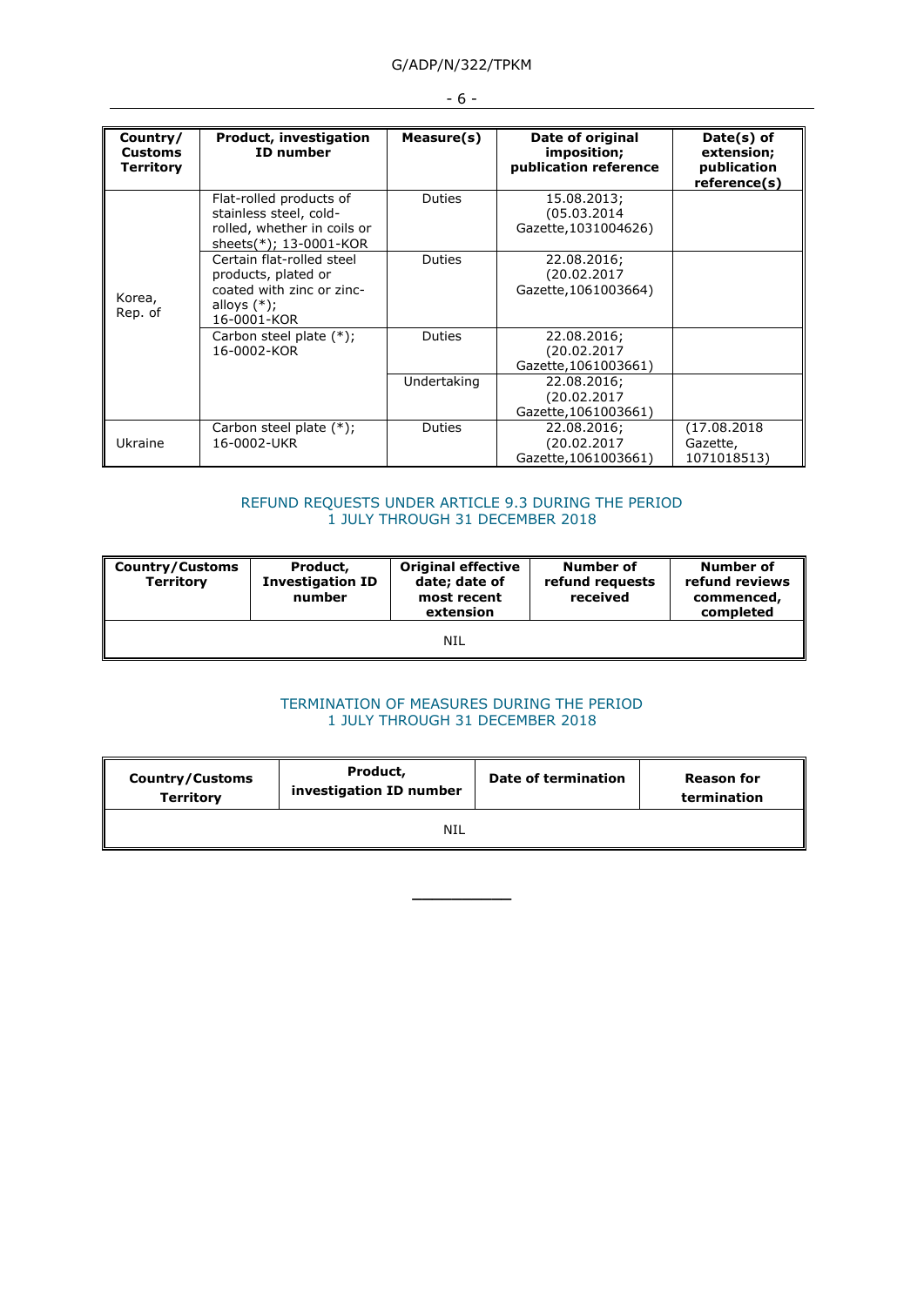| Country/ Customs Territory | Product, investigation ID number | Measure(s) | Date of original imposition; publication reference | Date(s) of extension; publication reference(s) |
|---|---|---|---|---|
| Korea, Rep. of | Flat-rolled products of stainless steel, cold-rolled, whether in coils or sheets(*); 13-0001-KOR | Duties | 15.08.2013; (05.03.2014 Gazette,1031004626) | |
| | Certain flat-rolled steel products, plated or coated with zinc or zinc-alloys (*); 16-0001-KOR | Duties | 22.08.2016; (20.02.2017 Gazette,1061003664) | |
| | Carbon steel plate (*); 16-0002-KOR | Duties | 22.08.2016; (20.02.2017 Gazette,1061003661) | |
| | | Undertaking | 22.08.2016; (20.02.2017 Gazette,1061003661) | |
| Ukraine | Carbon steel plate (*); 16-0002-UKR | Duties | 22.08.2016; (20.02.2017 Gazette,1061003661) | (17.08.2018 Gazette, 1071018513) |

## REFUND REQUESTS UNDER ARTICLE 9.3 DURING THE PERIOD 1 JULY THROUGH 31 DECEMBER 2018

| Country/Customs Territory | Product, Investigation ID number | Original effective date; date of most recent extension | Number of refund requests received | Number of refund reviews commenced, completed |
|---|---|---|---|---|
| NIL | | | | |

## TERMINATION OF MEASURES DURING THE PERIOD 1 JULY THROUGH 31 DECEMBER 2018

| Country/Customs Territory | Product, investigation ID number | Date of termination | Reason for termination |
|---|---|---|---|
| NIL | | | |

__________